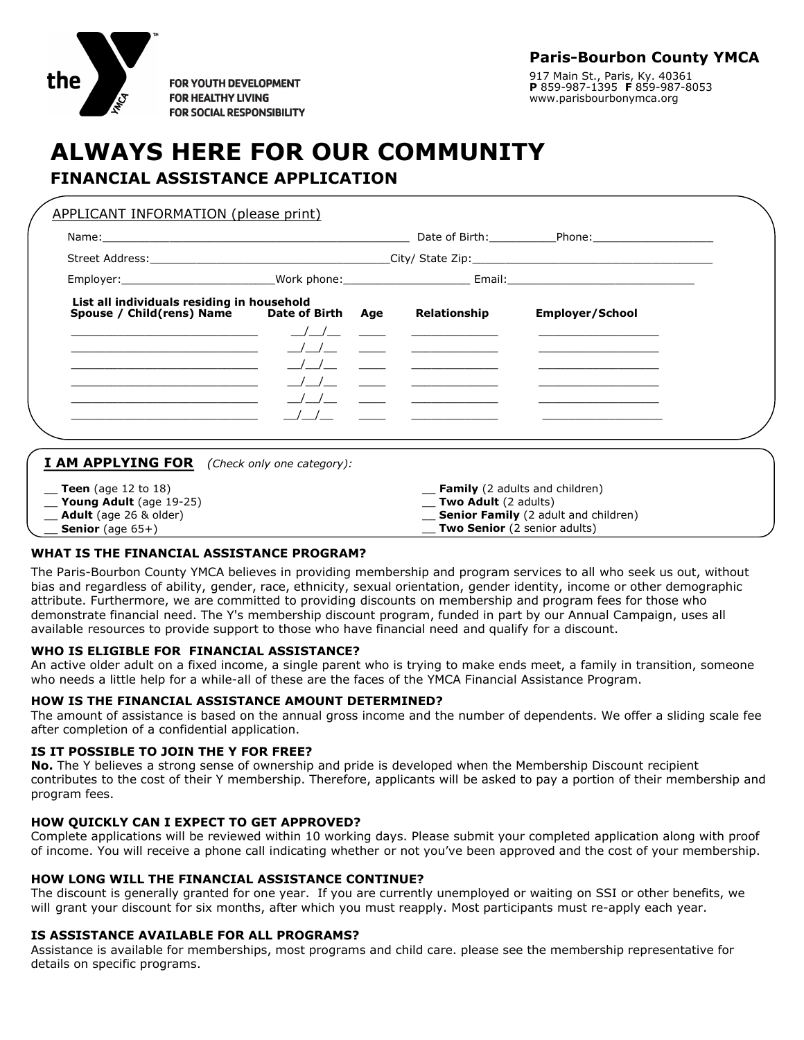the YMCA — FOR YOUTH DEVELOPMENT · FOR HEALTHY LIVING · FOR SOCIAL RESPONSIBILITY

**Paris-Bourbon County YMCA**
917 Main St., Paris, Ky. 40361
**P** 859-987-1395 **F** 859-987-8053
www.parisbourbonymca.org

# ALWAYS HERE FOR OUR COMMUNITY

## FINANCIAL ASSISTANCE APPLICATION

APPLICANT INFORMATION (please print)

Name:______________________________________________ Date of Birth:__________Phone:__________________

Street Address:___________________________________City/ State Zip:____________________________________

Employer:______________________Work phone:___________________ Email:____________________________

**List all individuals residing in household**

| Spouse / Child(rens) Name | Date of Birth | Age | Relationship | Employer/School |
|---|---|---|---|---|
| ___________________________ | __/__/__ | ____ | ____________ | _________________ |
| ___________________________ | __/__/__ | ____ | ____________ | _________________ |
| ___________________________ | __/__/__ | ____ | ____________ | _________________ |
| ___________________________ | __/__/__ | ____ | ____________ | _________________ |
| ___________________________ | __/__/__ | ____ | ____________ | _________________ |
| ___________________________ | __/__/__ | ____ | ____________ | _________________ |

**I AM APPLYING FOR** *(Check only one category):*

__ **Teen** (age 12 to 18)
__ **Young Adult** (age 19-25)
__ **Adult** (age 26 & older)
__ **Senior** (age 65+)
__ **Family** (2 adults and children)
__ **Two Adult** (2 adults)
__ **Senior Family** (2 adult and children)
__ **Two Senior** (2 senior adults)

### WHAT IS THE FINANCIAL ASSISTANCE PROGRAM?

The Paris-Bourbon County YMCA believes in providing membership and program services to all who seek us out, without bias and regardless of ability, gender, race, ethnicity, sexual orientation, gender identity, income or other demographic attribute. Furthermore, we are committed to providing discounts on membership and program fees for those who demonstrate financial need. The Y's membership discount program, funded in part by our Annual Campaign, uses all available resources to provide support to those who have financial need and qualify for a discount.

### WHO IS ELIGIBLE FOR FINANCIAL ASSISTANCE?

An active older adult on a fixed income, a single parent who is trying to make ends meet, a family in transition, someone who needs a little help for a while-all of these are the faces of the YMCA Financial Assistance Program.

### HOW IS THE FINANCIAL ASSISTANCE AMOUNT DETERMINED?

The amount of assistance is based on the annual gross income and the number of dependents. We offer a sliding scale fee after completion of a confidential application.

### IS IT POSSIBLE TO JOIN THE Y FOR FREE?

**No.** The Y believes a strong sense of ownership and pride is developed when the Membership Discount recipient contributes to the cost of their Y membership. Therefore, applicants will be asked to pay a portion of their membership and program fees.

### HOW QUICKLY CAN I EXPECT TO GET APPROVED?

Complete applications will be reviewed within 10 working days. Please submit your completed application along with proof of income. You will receive a phone call indicating whether or not you've been approved and the cost of your membership.

### HOW LONG WILL THE FINANCIAL ASSISTANCE CONTINUE?

The discount is generally granted for one year. If you are currently unemployed or waiting on SSI or other benefits, we will grant your discount for six months, after which you must reapply. Most participants must re-apply each year.

### IS ASSISTANCE AVAILABLE FOR ALL PROGRAMS?

Assistance is available for memberships, most programs and child care. please see the membership representative for details on specific programs.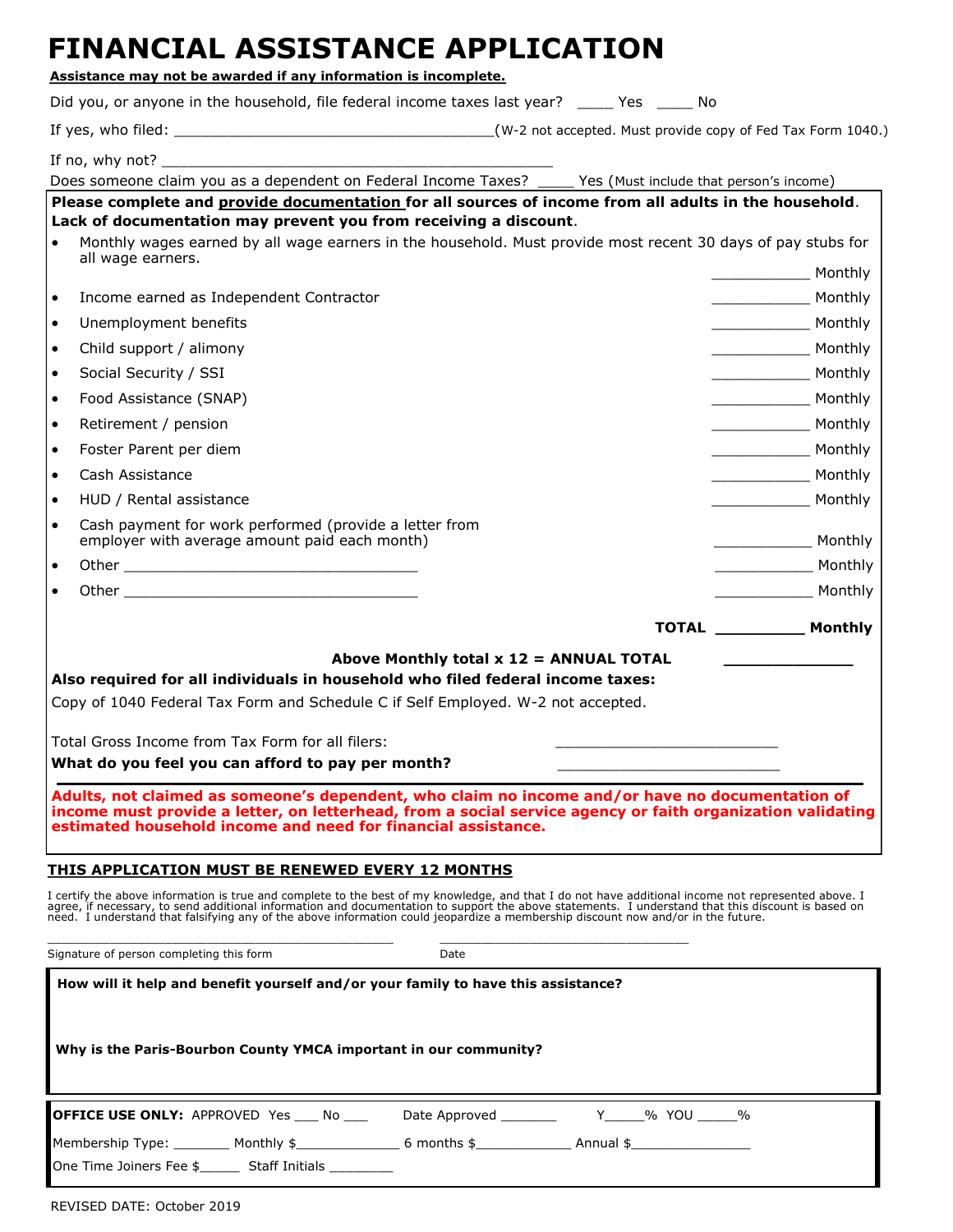# FINANCIAL ASSISTANCE APPLICATION

**Assistance may not be awarded if any information is incomplete.**

Did you, or anyone in the household, file federal income taxes last year? ____ Yes ____ No

If yes, who filed: ____________________________________(W-2 not accepted. Must provide copy of Fed Tax Form 1040.)

If no, why not? ____________________________________________

Does someone claim you as a dependent on Federal Income Taxes? ____ Yes (Must include that person's income)

**Please complete and provide documentation for all sources of income from all adults in the household. Lack of documentation may prevent you from receiving a discount.**

- Monthly wages earned by all wage earners in the household. Must provide most recent 30 days of pay stubs for all wage earners. ___________ Monthly
- Income earned as Independent Contractor ___________ Monthly
- Unemployment benefits ___________ Monthly
- Child support / alimony ___________ Monthly
- Social Security / SSI ___________ Monthly
- Food Assistance (SNAP) ___________ Monthly
- Retirement / pension ___________ Monthly
- Foster Parent per diem ___________ Monthly
- Cash Assistance ___________ Monthly
- HUD / Rental assistance ___________ Monthly
- Cash payment for work performed (provide a letter from employer with average amount paid each month) ___________ Monthly
- Other __________________________________ ___________ Monthly
- Other __________________________________ ___________ Monthly

**TOTAL __________ Monthly**

**Above Monthly total x 12 = ANNUAL TOTAL** _____________

**Also required for all individuals in household who filed federal income taxes:**

Copy of 1040 Federal Tax Form and Schedule C if Self Employed. W-2 not accepted.

Total Gross Income from Tax Form for all filers: _________________________

**What do you feel you can afford to pay per month?** _________________________

**Adults, not claimed as someone's dependent, who claim no income and/or have no documentation of income must provide a letter, on letterhead, from a social service agency or faith organization validating estimated household income and need for financial assistance.**

**THIS APPLICATION MUST BE RENEWED EVERY 12 MONTHS**

I certify the above information is true and complete to the best of my knowledge, and that I do not have additional income not represented above. I agree, if necessary, to send additional information and documentation to support the above statements. I understand that this discount is based on need. I understand that falsifying any of the above information could jeopardize a membership discount now and/or in the future.

_________________________________________ _________________________________

Signature of person completing this form Date

**How will it help and benefit yourself and/or your family to have this assistance?**

**Why is the Paris-Bourbon County YMCA important in our community?**

**OFFICE USE ONLY:** APPROVED Yes ___ No ___ Date Approved _______ Y_____% YOU _____%

Membership Type: _______ Monthly $_____________ 6 months $____________ Annual $_______________

One Time Joiners Fee $_____ Staff Initials ________

REVISED DATE: October 2019